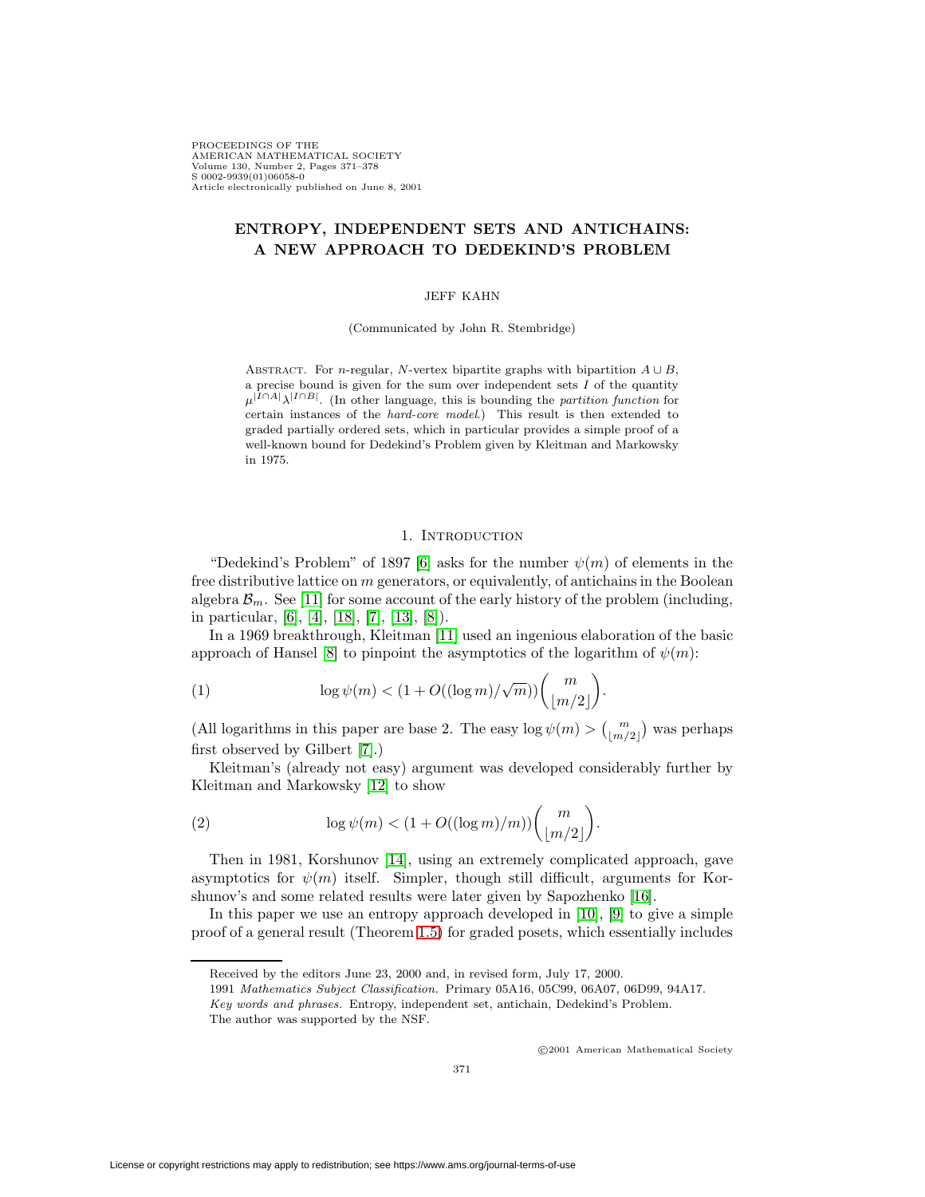PROCEEDINGS OF THE
AMERICAN MATHEMATICAL SOCIETY
Volume 130, Number 2, Pages 371–378
S 0002-9939(01)06058-0
Article electronically published on June 8, 2001

# ENTROPY, INDEPENDENT SETS AND ANTICHAINS: A NEW APPROACH TO DEDEKIND'S PROBLEM

JEFF KAHN

(Communicated by John R. Stembridge)

ABSTRACT. For $n$-regular, $N$-vertex bipartite graphs with bipartition $A \cup B$, a precise bound is given for the sum over independent sets $I$ of the quantity $\mu^{|I \cap A|}\lambda^{|I \cap B|}$. (In other language, this is bounding the *partition function* for certain instances of the *hard-core model*.) This result is then extended to graded partially ordered sets, which in particular provides a simple proof of a well-known bound for Dedekind's Problem given by Kleitman and Markowsky in 1975.

## 1. Introduction

"Dedekind's Problem" of 1897 [6] asks for the number $\psi(m)$ of elements in the free distributive lattice on $m$ generators, or equivalently, of antichains in the Boolean algebra $\mathcal{B}_m$. See [11] for some account of the early history of the problem (including, in particular, [6], [4], [18], [7], [13], [8]).

In a 1969 breakthrough, Kleitman [11] used an ingenious elaboration of the basic approach of Hansel [8] to pinpoint the asymptotics of the logarithm of $\psi(m)$:

$$\log \psi(m) < (1 + O((\log m)/\sqrt{m}))\binom{m}{\lfloor m/2 \rfloor}. \tag{1}$$

(All logarithms in this paper are base 2. The easy $\log \psi(m) > \binom{m}{\lfloor m/2 \rfloor}$ was perhaps first observed by Gilbert [7].)

Kleitman's (already not easy) argument was developed considerably further by Kleitman and Markowsky [12] to show

$$\log \psi(m) < (1 + O((\log m)/m))\binom{m}{\lfloor m/2 \rfloor}. \tag{2}$$

Then in 1981, Korshunov [14], using an extremely complicated approach, gave asymptotics for $\psi(m)$ itself. Simpler, though still difficult, arguments for Korshunov's and some related results were later given by Sapozhenko [16].

In this paper we use an entropy approach developed in [10], [9] to give a simple proof of a general result (Theorem 1.5) for graded posets, which essentially includes

Received by the editors June 23, 2000 and, in revised form, July 17, 2000.
1991 *Mathematics Subject Classification.* Primary 05A16, 05C99, 06A07, 06D99, 94A17.
*Key words and phrases.* Entropy, independent set, antichain, Dedekind's Problem.
The author was supported by the NSF.

©2001 American Mathematical Society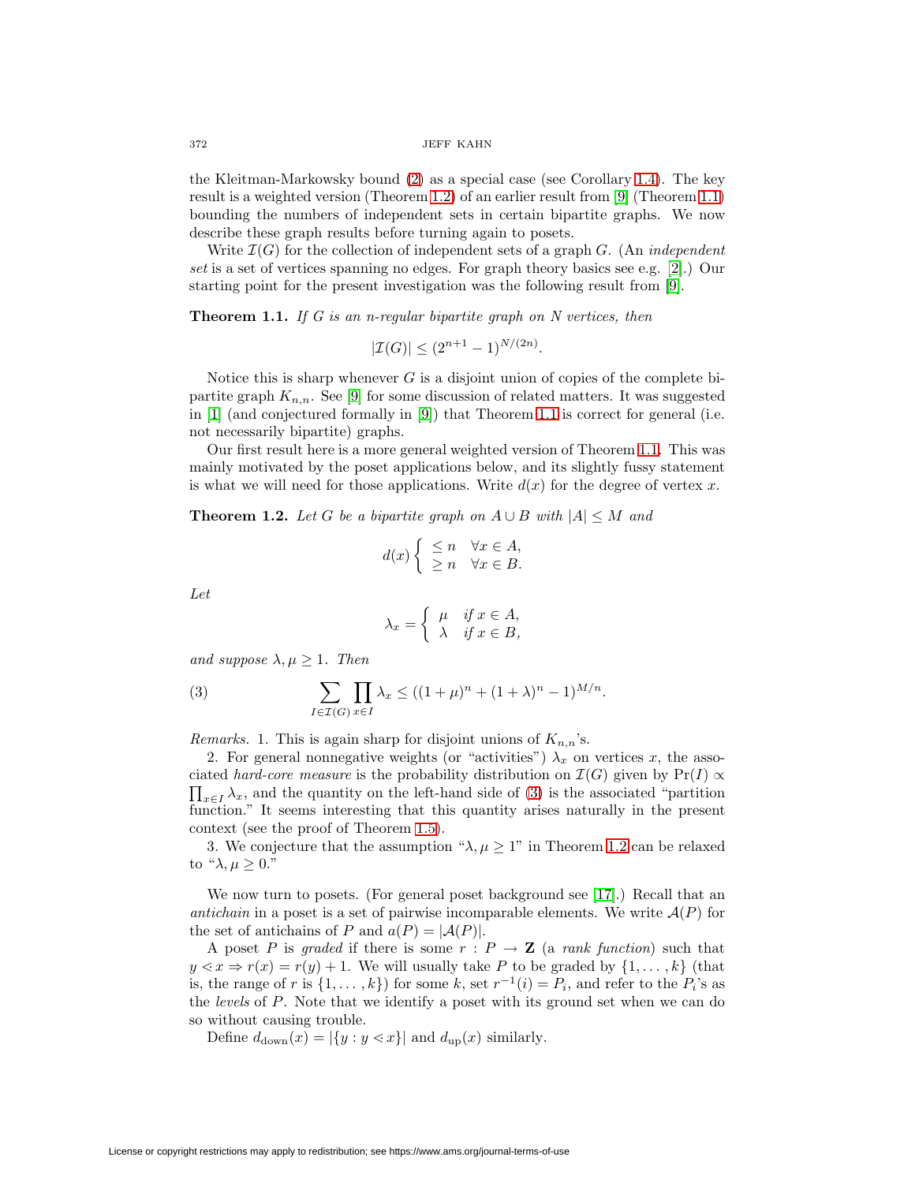the Kleitman-Markowsky bound (2) as a special case (see Corollary 1.4). The key result is a weighted version (Theorem 1.2) of an earlier result from [9] (Theorem 1.1) bounding the numbers of independent sets in certain bipartite graphs. We now describe these graph results before turning again to posets.

Write $\mathcal{I}(G)$ for the collection of independent sets of a graph $G$. (An *independent set* is a set of vertices spanning no edges. For graph theory basics see e.g. [2].) Our starting point for the present investigation was the following result from [9].

**Theorem 1.1.** *If $G$ is an $n$-regular bipartite graph on $N$ vertices, then*

$$|\mathcal{I}(G)| \leq (2^{n+1}-1)^{N/(2n)}.$$

Notice this is sharp whenever $G$ is a disjoint union of copies of the complete bipartite graph $K_{n,n}$. See [9] for some discussion of related matters. It was suggested in [1] (and conjectured formally in [9]) that Theorem 1.1 is correct for general (i.e. not necessarily bipartite) graphs.

Our first result here is a more general weighted version of Theorem 1.1. This was mainly motivated by the poset applications below, and its slightly fussy statement is what we will need for those applications. Write $d(x)$ for the degree of vertex $x$.

**Theorem 1.2.** *Let $G$ be a bipartite graph on $A \cup B$ with $|A| \leq M$ and*

$$d(x) \begin{cases} \leq n & \forall x \in A, \\ \geq n & \forall x \in B. \end{cases}$$

*Let*

$$\lambda_x = \begin{cases} \mu & \text{if } x \in A, \\ \lambda & \text{if } x \in B, \end{cases}$$

*and suppose $\lambda, \mu \geq 1$. Then*

$$\sum_{I \in \mathcal{I}(G)} \prod_{x \in I} \lambda_x \leq ((1+\mu)^n + (1+\lambda)^n - 1)^{M/n}. \tag{3}$$

*Remarks.* 1. This is again sharp for disjoint unions of $K_{n,n}$'s.

2. For general nonnegative weights (or "activities") $\lambda_x$ on vertices $x$, the associated *hard-core measure* is the probability distribution on $\mathcal{I}(G)$ given by $\Pr(I) \propto \prod_{x \in I} \lambda_x$, and the quantity on the left-hand side of (3) is the associated "partition function." It seems interesting that this quantity arises naturally in the present context (see the proof of Theorem 1.5).

3. We conjecture that the assumption "$\lambda, \mu \geq 1$" in Theorem 1.2 can be relaxed to "$\lambda, \mu \geq 0$."

We now turn to posets. (For general poset background see [17].) Recall that an *antichain* in a poset is a set of pairwise incomparable elements. We write $\mathcal{A}(P)$ for the set of antichains of $P$ and $a(P) = |\mathcal{A}(P)|$.

A poset $P$ is *graded* if there is some $r : P \to \mathbf{Z}$ (a *rank function*) such that $y \lessdot x \Rightarrow r(x) = r(y) + 1$. We will usually take $P$ to be graded by $\{1, \ldots, k\}$ (that is, the range of $r$ is $\{1, \ldots, k\}$) for some $k$, set $r^{-1}(i) = P_i$, and refer to the $P_i$'s as the *levels* of $P$. Note that we identify a poset with its ground set when we can do so without causing trouble.

Define $d_{\text{down}}(x) = |\{y : y \lessdot x\}|$ and $d_{\text{up}}(x)$ similarly.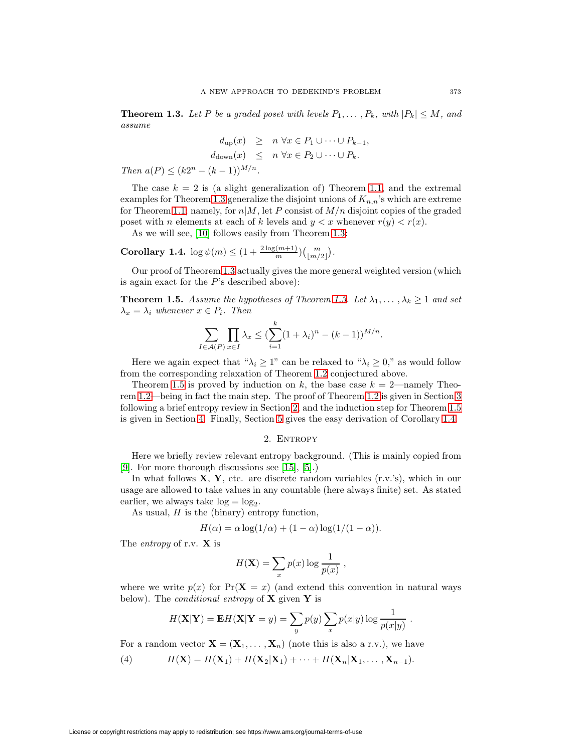**Theorem 1.3.** *Let $P$ be a graded poset with levels $P_1, \ldots, P_k$, with $|P_k| \leq M$, and assume*

$$\begin{aligned} d_{\rm up}(x) &\geq n \ \forall x \in P_1 \cup \cdots \cup P_{k-1}, \\ d_{\rm down}(x) &\leq n \ \forall x \in P_2 \cup \cdots \cup P_k. \end{aligned}$$

*Then* $a(P) \leq (k2^n - (k-1))^{M/n}$.

The case $k = 2$ is (a slight generalization of) Theorem 1.1, and the extremal examples for Theorem 1.3 generalize the disjoint unions of $K_{n,n}$'s which are extreme for Theorem 1.1; namely, for $n|M$, let $P$ consist of $M/n$ disjoint copies of the graded poset with $n$ elements at each of $k$ levels and $y < x$ whenever $r(y) < r(x)$.

As we will see, [10] follows easily from Theorem 1.3:

**Corollary 1.4.** $\log \psi(m) \leq (1 + \frac{2\log(m+1)}{m})\binom{m}{\lfloor m/2 \rfloor}$.

Our proof of Theorem 1.3 actually gives the more general weighted version (which is again exact for the $P$'s described above):

**Theorem 1.5.** *Assume the hypotheses of Theorem 1.3. Let $\lambda_1, \ldots, \lambda_k \geq 1$ and set $\lambda_x = \lambda_i$ whenever $x \in P_i$. Then*

$$\sum_{I \in \mathcal{A}(P)} \prod_{x \in I} \lambda_x \leq (\sum_{i=1}^{k} (1+\lambda_i)^n - (k-1))^{M/n}.$$

Here we again expect that "$\lambda_i \geq 1$" can be relaxed to "$\lambda_i \geq 0$," as would follow from the corresponding relaxation of Theorem 1.2 conjectured above.

Theorem 1.5 is proved by induction on $k$, the base case $k = 2$—namely Theorem 1.2—being in fact the main step. The proof of Theorem 1.2 is given in Section 3 following a brief entropy review in Section 2, and the induction step for Theorem 1.5 is given in Section 4. Finally, Section 5 gives the easy derivation of Corollary 1.4.

## 2. Entropy

Here we briefly review relevant entropy background. (This is mainly copied from [9]. For more thorough discussions see [15], [5].)

In what follows $\mathbf{X}$, $\mathbf{Y}$, etc. are discrete random variables (r.v.'s), which in our usage are allowed to take values in any countable (here always finite) set. As stated earlier, we always take $\log = \log_2$.

As usual, $H$ is the (binary) entropy function,

$$H(\alpha) = \alpha \log(1/\alpha) + (1-\alpha)\log(1/(1-\alpha)).$$

The *entropy* of r.v. $\mathbf{X}$ is

$$H(\mathbf{X}) = \sum_x p(x) \log \frac{1}{p(x)} \ ,$$

where we write $p(x)$ for $\Pr(\mathbf{X} = x)$ (and extend this convention in natural ways below). The *conditional entropy* of $\mathbf{X}$ given $\mathbf{Y}$ is

$$H(\mathbf{X}|\mathbf{Y}) = \mathbf{E}H(\mathbf{X}|\mathbf{Y} = y) = \sum_y p(y) \sum_x p(x|y) \log \frac{1}{p(x|y)} \ .$$

For a random vector $\mathbf{X} = (\mathbf{X}_1, \ldots, \mathbf{X}_n)$ (note this is also a r.v.), we have

$$H(\mathbf{X}) = H(\mathbf{X}_1) + H(\mathbf{X}_2|\mathbf{X}_1) + \cdots + H(\mathbf{X}_n|\mathbf{X}_1, \ldots, \mathbf{X}_{n-1}). \tag{4}$$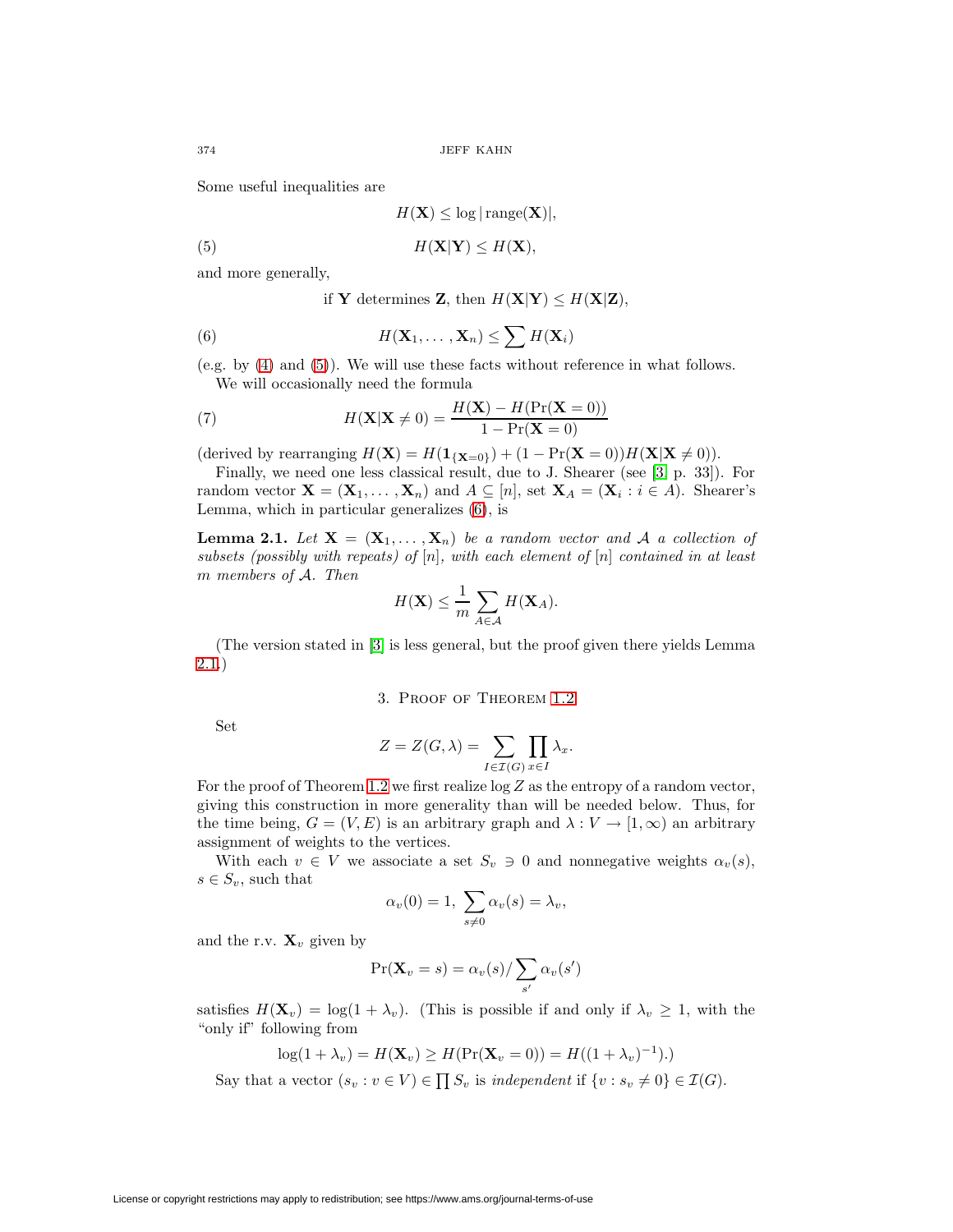Some useful inequalities are

$$H(\mathbf{X}) \le \log|\text{range}(\mathbf{X})|,$$

$$H(\mathbf{X}|\mathbf{Y}) \le H(\mathbf{X}), \tag{5}$$

and more generally,

$$\text{if } \mathbf{Y} \text{ determines } \mathbf{Z}, \text{ then } H(\mathbf{X}|\mathbf{Y}) \le H(\mathbf{X}|\mathbf{Z}),$$

$$H(\mathbf{X}_1, \dots, \mathbf{X}_n) \le \sum H(\mathbf{X}_i) \tag{6}$$

(e.g. by (4) and (5)). We will use these facts without reference in what follows.

We will occasionally need the formula

$$H(\mathbf{X}|\mathbf{X} \ne 0) = \frac{H(\mathbf{X}) - H(\Pr(\mathbf{X} = 0))}{1 - \Pr(\mathbf{X} = 0)} \tag{7}$$

(derived by rearranging $H(\mathbf{X}) = H(\mathbf{1}_{\{\mathbf{X}=0\}}) + (1 - \Pr(\mathbf{X} = 0))H(\mathbf{X}|\mathbf{X} \ne 0)$).

Finally, we need one less classical result, due to J. Shearer (see [3, p. 33]). For random vector $\mathbf{X} = (\mathbf{X}_1, \dots, \mathbf{X}_n)$ and $A \subseteq [n]$, set $\mathbf{X}_A = (\mathbf{X}_i : i \in A)$. Shearer's Lemma, which in particular generalizes (6), is

**Lemma 2.1.** *Let $\mathbf{X} = (\mathbf{X}_1, \dots, \mathbf{X}_n)$ be a random vector and $\mathcal{A}$ a collection of subsets (possibly with repeats) of $[n]$, with each element of $[n]$ contained in at least $m$ members of $\mathcal{A}$. Then*

$$H(\mathbf{X}) \le \frac{1}{m} \sum_{A \in \mathcal{A}} H(\mathbf{X}_A).$$

(The version stated in [3] is less general, but the proof given there yields Lemma 2.1.)

## 3. Proof of Theorem 1.2

Set

$$Z = Z(G, \lambda) = \sum_{I \in \mathcal{I}(G)} \prod_{x \in I} \lambda_x.$$

For the proof of Theorem 1.2 we first realize $\log Z$ as the entropy of a random vector, giving this construction in more generality than will be needed below. Thus, for the time being, $G = (V, E)$ is an arbitrary graph and $\lambda : V \to [1, \infty)$ an arbitrary assignment of weights to the vertices.

With each $v \in V$ we associate a set $S_v \ni 0$ and nonnegative weights $\alpha_v(s)$, $s \in S_v$, such that

$$\alpha_v(0) = 1, \ \sum_{s \ne 0} \alpha_v(s) = \lambda_v,$$

and the r.v. $\mathbf{X}_v$ given by

$$\Pr(\mathbf{X}_v = s) = \alpha_v(s) / \sum_{s'} \alpha_v(s')$$

satisfies $H(\mathbf{X}_v) = \log(1 + \lambda_v)$. (This is possible if and only if $\lambda_v \ge 1$, with the "only if" following from

$$\log(1 + \lambda_v) = H(\mathbf{X}_v) \ge H(\Pr(\mathbf{X}_v = 0)) = H((1 + \lambda_v)^{-1}).)$$

Say that a vector $(s_v : v \in V) \in \prod S_v$ is *independent* if $\{v : s_v \ne 0\} \in \mathcal{I}(G)$.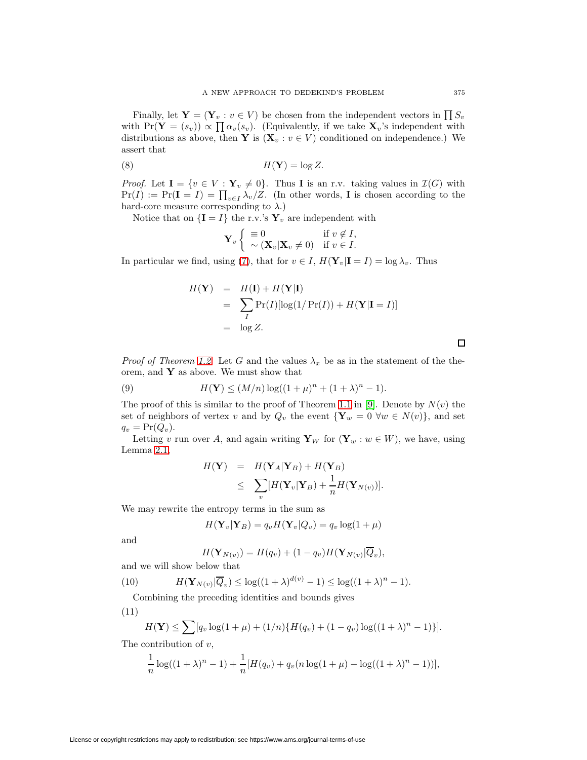Finally, let $\mathbf{Y} = (\mathbf{Y}_v : v \in V)$ be chosen from the independent vectors in $\prod S_v$ with $\Pr(\mathbf{Y} = (s_v)) \propto \prod \alpha_v(s_v)$. (Equivalently, if we take $\mathbf{X}_v$'s independent with distributions as above, then $\mathbf{Y}$ is $(\mathbf{X}_v : v \in V)$ conditioned on independence.) We assert that

$$H(\mathbf{Y}) = \log Z. \tag{8}$$

*Proof.* Let $\mathbf{I} = \{v \in V : \mathbf{Y}_v \neq 0\}$. Thus $\mathbf{I}$ is an r.v. taking values in $\mathcal{I}(G)$ with $\Pr(I) := \Pr(\mathbf{I} = I) = \prod_{v \in I} \lambda_v / Z$. (In other words, $\mathbf{I}$ is chosen according to the hard-core measure corresponding to $\lambda$.)

Notice that on $\{\mathbf{I} = I\}$ the r.v.'s $\mathbf{Y}_v$ are independent with

$$\mathbf{Y}_v \begin{cases} \equiv 0 & \text{if } v \notin I, \\ \sim (\mathbf{X}_v | \mathbf{X}_v \neq 0) & \text{if } v \in I. \end{cases}$$

In particular we find, using (7), that for $v \in I$, $H(\mathbf{Y}_v | \mathbf{I} = I) = \log \lambda_v$. Thus

$$\begin{aligned} H(\mathbf{Y}) &= H(\mathbf{I}) + H(\mathbf{Y}|\mathbf{I}) \\ &= \sum_I \Pr(I)[\log(1/\Pr(I)) + H(\mathbf{Y}|\mathbf{I} = I)] \\ &= \log Z. \end{aligned}$$

□

*Proof of Theorem 1.2.* Let $G$ and the values $\lambda_x$ be as in the statement of the theorem, and $\mathbf{Y}$ as above. We must show that

$$H(\mathbf{Y}) \leq (M/n) \log((1+\mu)^n + (1+\lambda)^n - 1). \tag{9}$$

The proof of this is similar to the proof of Theorem 1.1 in [9]. Denote by $N(v)$ the set of neighbors of vertex $v$ and by $Q_v$ the event $\{\mathbf{Y}_w = 0 \ \forall w \in N(v)\}$, and set $q_v = \Pr(Q_v)$.

Letting $v$ run over $A$, and again writing $\mathbf{Y}_W$ for $(\mathbf{Y}_w : w \in W)$, we have, using Lemma 2.1,

$$\begin{aligned} H(\mathbf{Y}) &= H(\mathbf{Y}_A | \mathbf{Y}_B) + H(\mathbf{Y}_B) \\ &\leq \sum_v [H(\mathbf{Y}_v | \mathbf{Y}_B) + \frac{1}{n} H(\mathbf{Y}_{N(v)})]. \end{aligned}$$

We may rewrite the entropy terms in the sum as

$$H(\mathbf{Y}_v | \mathbf{Y}_B) = q_v H(\mathbf{Y}_v | Q_v) = q_v \log(1+\mu)$$

and

$$H(\mathbf{Y}_{N(v)}) = H(q_v) + (1 - q_v) H(\mathbf{Y}_{N(v)} | \overline{Q}_v),$$

and we will show below that

$$H(\mathbf{Y}_{N(v)} | \overline{Q}_v) \leq \log((1+\lambda)^{d(v)} - 1) \leq \log((1+\lambda)^n - 1). \tag{10}$$

Combining the preceding identities and bounds gives

$$H(\mathbf{Y}) \leq \sum [q_v \log(1+\mu) + (1/n)\{H(q_v) + (1-q_v)\log((1+\lambda)^n - 1)\}]. \tag{11}$$

The contribution of $v$,

$$\frac{1}{n} \log((1+\lambda)^n - 1) + \frac{1}{n}[H(q_v) + q_v(n \log(1+\mu) - \log((1+\lambda)^n - 1))],$$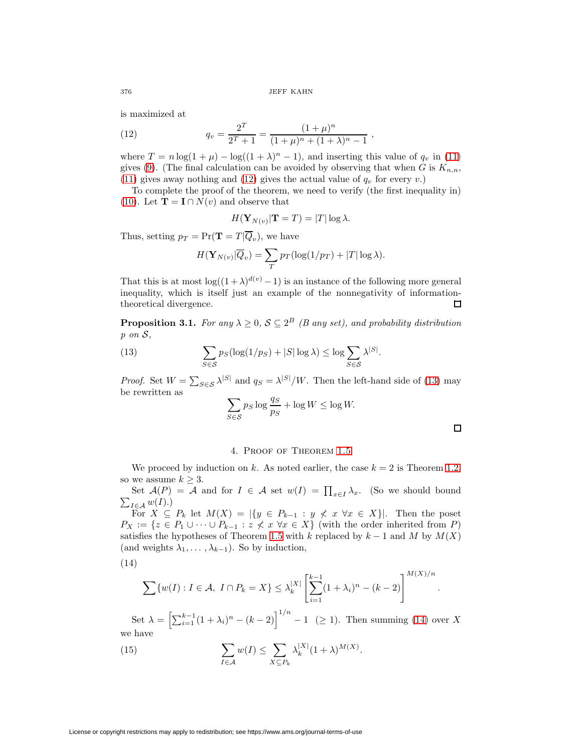is maximized at

$$q_v = \frac{2^T}{2^T + 1} = \frac{(1+\mu)^n}{(1+\mu)^n + (1+\lambda)^n - 1}\ , \tag{12}$$

where $T = n\log(1+\mu) - \log((1+\lambda)^n - 1)$, and inserting this value of $q_v$ in (11) gives (9). (The final calculation can be avoided by observing that when $G$ is $K_{n,n}$, (11) gives away nothing and (12) gives the actual value of $q_v$ for every $v$.)

To complete the proof of the theorem, we need to verify (the first inequality in) (10). Let $\mathbf{T} = \mathbf{I} \cap N(v)$ and observe that

$$H(\mathbf{Y}_{N(v)}|\mathbf{T} = T) = |T|\log\lambda.$$

Thus, setting $p_T = \Pr(\mathbf{T} = T|\overline{Q}_v)$, we have

$$H(\mathbf{Y}_{N(v)}|\overline{Q}_v) = \sum_T p_T(\log(1/p_T) + |T|\log\lambda).$$

That this is at most $\log((1+\lambda)^{d(v)} - 1)$ is an instance of the following more general inequality, which is itself just an example of the nonnegativity of information-theoretical divergence. □

**Proposition 3.1.** *For any $\lambda \geq 0$, $\mathcal{S} \subseteq 2^B$ ($B$ any set), and probability distribution $p$ on $\mathcal{S}$,*

$$\sum_{S\in\mathcal{S}} p_S(\log(1/p_S) + |S|\log\lambda) \leq \log\sum_{S\in\mathcal{S}}\lambda^{|S|}. \tag{13}$$

*Proof.* Set $W = \sum_{S\in\mathcal{S}}\lambda^{|S|}$ and $q_S = \lambda^{|S|}/W$. Then the left-hand side of (13) may be rewritten as

$$\sum_{S\in\mathcal{S}} p_S\log\frac{q_S}{p_S} + \log W \leq \log W.$$

□

## 4. Proof of Theorem 1.5

We proceed by induction on $k$. As noted earlier, the case $k = 2$ is Theorem 1.2, so we assume $k \geq 3$.

Set $\mathcal{A}(P) = \mathcal{A}$ and for $I \in \mathcal{A}$ set $w(I) = \prod_{x\in I}\lambda_x$. (So we should bound $\sum_{I\in\mathcal{A}} w(I)$.)

For $X \subseteq P_k$ let $M(X) = |\{y \in P_{k-1} : y \not< x\ \forall x \in X\}|$. Then the poset $P_X := \{z \in P_1 \cup \cdots \cup P_{k-1} : z \not< x\ \forall x \in X\}$ (with the order inherited from $P$) satisfies the hypotheses of Theorem 1.5 with $k$ replaced by $k-1$ and $M$ by $M(X)$ (and weights $\lambda_1, \ldots, \lambda_{k-1}$). So by induction,

$$\sum\{w(I) : I \in \mathcal{A},\ I \cap P_k = X\} \leq \lambda_k^{|X|}\left[\sum_{i=1}^{k-1}(1+\lambda_i)^n - (k-2)\right]^{M(X)/n}. \tag{14}$$

Set $\lambda = \left[\sum_{i=1}^{k-1}(1+\lambda_i)^n - (k-2)\right]^{1/n} - 1$ $(\geq 1)$. Then summing (14) over $X$ we have

$$\sum_{I\in\mathcal{A}} w(I) \leq \sum_{X\subseteq P_k}\lambda_k^{|X|}(1+\lambda)^{M(X)}. \tag{15}$$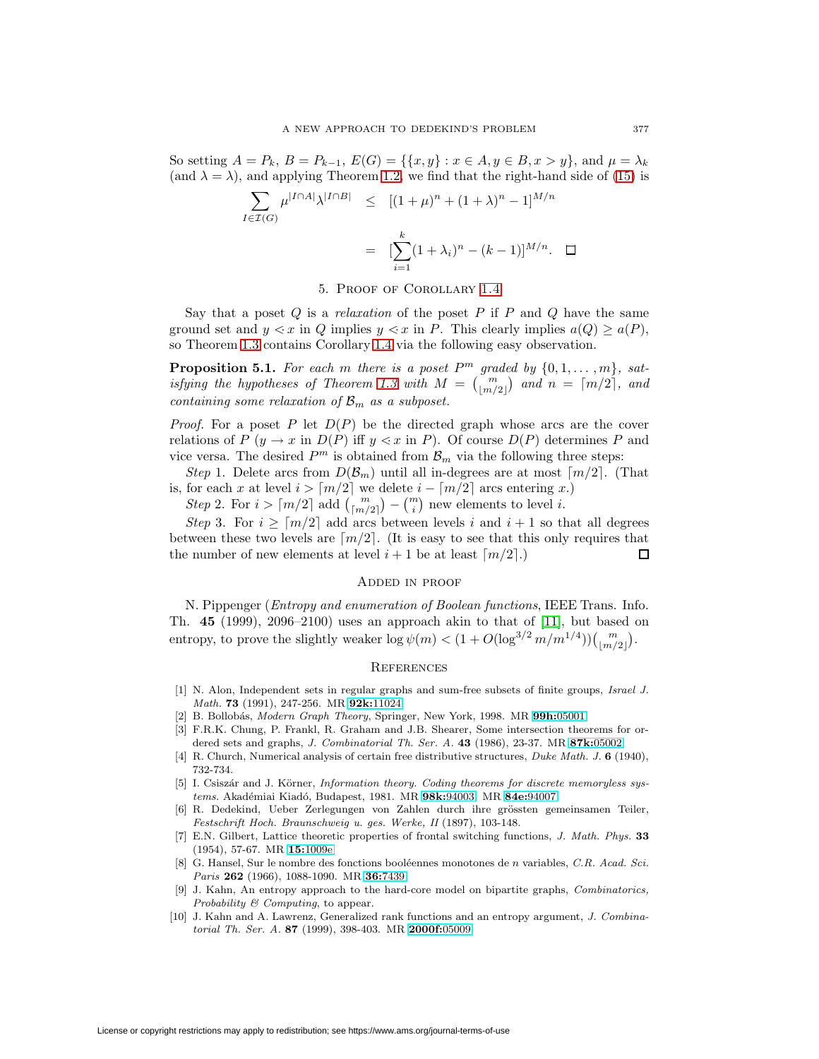So setting $A = P_k$, $B = P_{k-1}$, $E(G) = \{\{x, y\} : x \in A, y \in B, x > y\}$, and $\mu = \lambda_k$ (and $\lambda = \lambda$), and applying Theorem 1.2, we find that the right-hand side of (15) is

$$\sum_{I \in \mathcal{I}(G)} \mu^{|I \cap A|} \lambda^{|I \cap B|} \leq [(1+\mu)^n + (1+\lambda)^n - 1]^{M/n}$$

$$= [\sum_{i=1}^{k} (1+\lambda_i)^n - (k-1)]^{M/n}. \quad \square$$

## 5. Proof of Corollary 1.4

Say that a poset $Q$ is a *relaxation* of the poset $P$ if $P$ and $Q$ have the same ground set and $y \lessdot x$ in $Q$ implies $y \lessdot x$ in $P$. This clearly implies $a(Q) \geq a(P)$, so Theorem 1.3 contains Corollary 1.4 via the following easy observation.

**Proposition 5.1.** *For each $m$ there is a poset $P^m$ graded by $\{0, 1, \ldots, m\}$, satisfying the hypotheses of Theorem 1.3 with $M = \binom{m}{\lfloor m/2 \rfloor}$ and $n = \lceil m/2 \rceil$, and containing some relaxation of $\mathcal{B}_m$ as a subposet.*

*Proof.* For a poset $P$ let $D(P)$ be the directed graph whose arcs are the cover relations of $P$ ($y \to x$ in $D(P)$ iff $y \lessdot x$ in $P$). Of course $D(P)$ determines $P$ and vice versa. The desired $P^m$ is obtained from $\mathcal{B}_m$ via the following three steps:

*Step* 1. Delete arcs from $D(\mathcal{B}_m)$ until all in-degrees are at most $\lceil m/2 \rceil$. (That is, for each $x$ at level $i > \lceil m/2 \rceil$ we delete $i - \lceil m/2 \rceil$ arcs entering $x$.)

*Step* 2. For $i > \lceil m/2 \rceil$ add $\binom{m}{\lceil m/2 \rceil} - \binom{m}{i}$ new elements to level $i$.

*Step* 3. For $i \geq \lceil m/2 \rceil$ add arcs between levels $i$ and $i+1$ so that all degrees between these two levels are $\lceil m/2 \rceil$. (It is easy to see that this only requires that the number of new elements at level $i+1$ be at least $\lceil m/2 \rceil$.) $\square$

## Added in proof

N. Pippenger (*Entropy and enumeration of Boolean functions*, IEEE Trans. Info. Th. **45** (1999), 2096–2100) uses an approach akin to that of [11], but based on entropy, to prove the slightly weaker $\log \psi(m) < (1 + O(\log^{3/2} m/m^{1/4}))\binom{m}{\lfloor m/2 \rfloor}$.

## References

[1] N. Alon, Independent sets in regular graphs and sum-free subsets of finite groups, *Israel J. Math.* **73** (1991), 247-256. MR **92k:**11024

[2] B. Bollobás, *Modern Graph Theory*, Springer, New York, 1998. MR **99h:**05001

[3] F.R.K. Chung, P. Frankl, R. Graham and J.B. Shearer, Some intersection theorems for ordered sets and graphs, *J. Combinatorial Th. Ser. A.* **43** (1986), 23-37. MR **87k:**05002

[4] R. Church, Numerical analysis of certain free distributive structures, *Duke Math. J.* **6** (1940), 732-734.

[5] I. Csiszár and J. Körner, *Information theory. Coding theorems for discrete memoryless systems.* Akadémiai Kiadó, Budapest, 1981. MR **98k:**94003; MR **84e:**94007

[6] R. Dedekind, Ueber Zerlegungen von Zahlen durch ihre grössten gemeinsamen Teiler, *Festschrift Hoch. Braunschweig u. ges. Werke, II* (1897), 103-148.

[7] E.N. Gilbert, Lattice theoretic properties of frontal switching functions, *J. Math. Phys.* **33** (1954), 57-67. MR **15:**1009e

[8] G. Hansel, Sur le nombre des fonctions booléennes monotones de $n$ variables, *C.R. Acad. Sci. Paris* **262** (1966), 1088-1090. MR **36:**7439

[9] J. Kahn, An entropy approach to the hard-core model on bipartite graphs, *Combinatorics, Probability & Computing*, to appear.

[10] J. Kahn and A. Lawrenz, Generalized rank functions and an entropy argument, *J. Combinatorial Th. Ser. A.* **87** (1999), 398-403. MR **2000f:**05009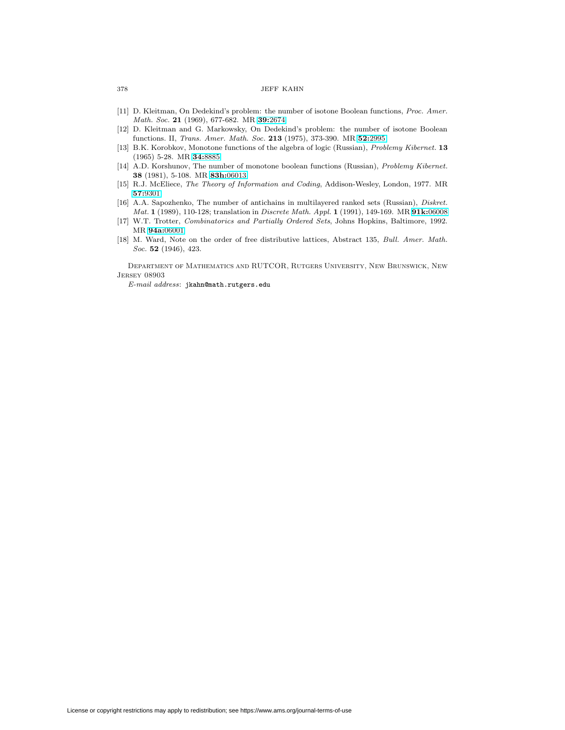[11] D. Kleitman, On Dedekind's problem: the number of isotone Boolean functions, *Proc. Amer. Math. Soc.* **21** (1969), 677-682. MR **39:**2674

[12] D. Kleitman and G. Markowsky, On Dedekind's problem: the number of isotone Boolean functions. II, *Trans. Amer. Math. Soc.* **213** (1975), 373-390. MR **52:**2995

[13] B.K. Korobkov, Monotone functions of the algebra of logic (Russian), *Problemy Kibernet.* **13** (1965) 5-28. MR **34:**8885

[14] A.D. Korshunov, The number of monotone boolean functions (Russian), *Problemy Kibernet.* **38** (1981), 5-108. MR **83h:**06013

[15] R.J. McEliece, *The Theory of Information and Coding*, Addison-Wesley, London, 1977. MR **57:**9301

[16] A.A. Sapozhenko, The number of antichains in multilayered ranked sets (Russian), *Diskret. Mat.* **1** (1989), 110-128; translation in *Discrete Math. Appl.* **1** (1991), 149-169. MR **91k:**06008

[17] W.T. Trotter, *Combinatorics and Partially Ordered Sets*, Johns Hopkins, Baltimore, 1992. MR **94a:**06001

[18] M. Ward, Note on the order of free distributive lattices, Abstract 135, *Bull. Amer. Math. Soc.* **52** (1946), 423.

Department of Mathematics and RUTCOR, Rutgers University, New Brunswick, New Jersey 08903

*E-mail address*: jkahn@math.rutgers.edu